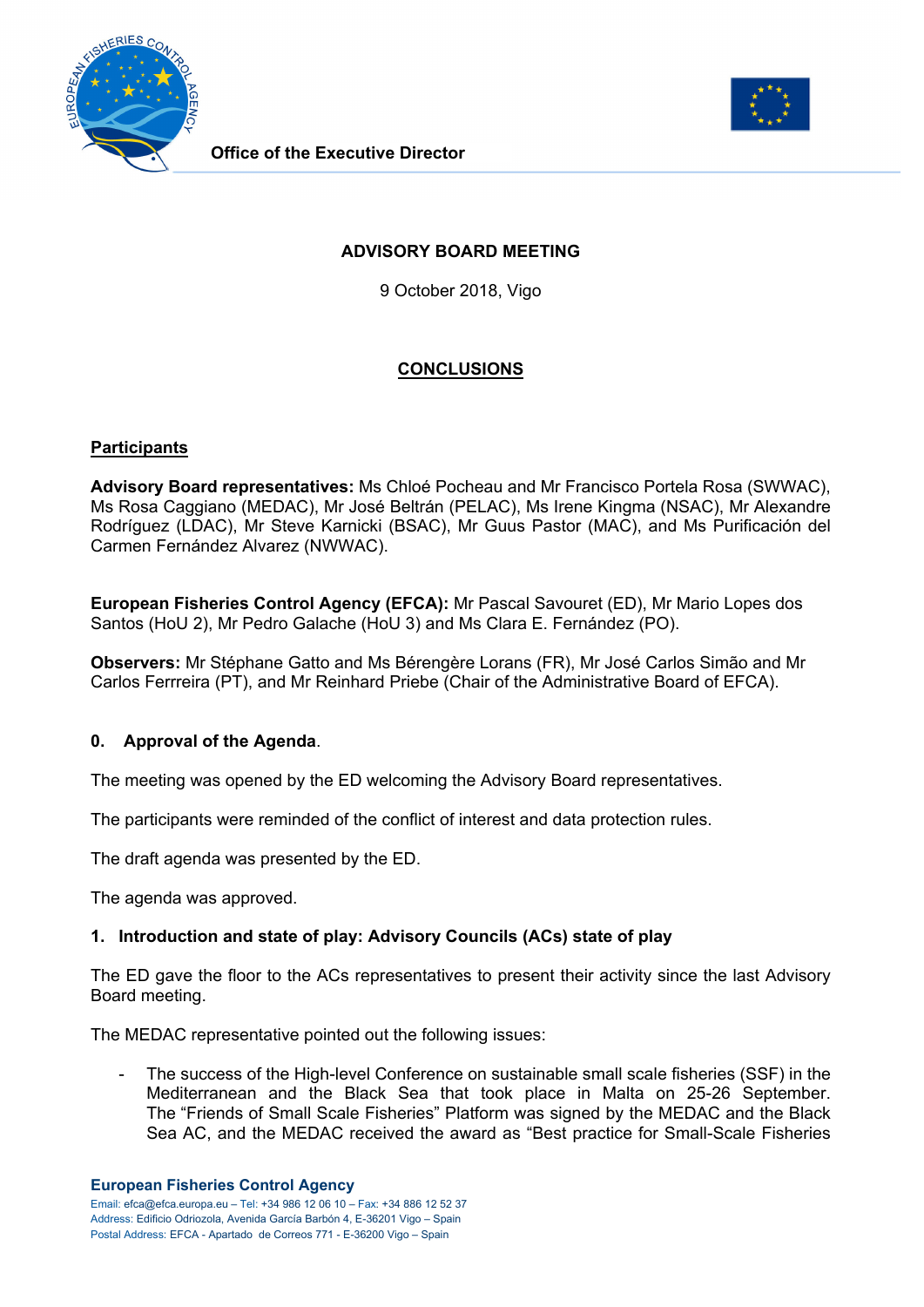Office of the Executive Director

# ADVISORY BOARD MEETING

9 October 2018, Vigo

## CONCLUSIONS

### Participants

**Advisory Board representatives:** Ms Chloé Pocheau and Mr Francisco Portela Rosa (SWWAC), Ms Rosa Caggiano (MEDAC), Mr José Beltrán (PELAC), Ms Irene Kingma (NSAC), Mr Alexandre Rodríguez (LDAC), Mr Steve Karnicki (BSAC), Mr Guus Pastor (MAC), and Ms Purificación del Carmen Fernández Alvarez (NWWAC).

**European Fisheries Control Agency (EFCA):** Mr Pascal Savouret (ED), Mr Mario Lopes dos Santos (HoU 2), Mr Pedro Galache (HoU 3) and Ms Clara E. Fernández (PO).

**Observers:** Mr Stéphane Gatto and Ms Bérengère Lorans (FR), Mr José Carlos Simão and Mr Carlos Ferrreira (PT), and Mr Reinhard Priebe (Chair of the Administrative Board of EFCA).

### 0. Approval of the Agenda.

The meeting was opened by the ED welcoming the Advisory Board representatives.

The participants were reminded of the conflict of interest and data protection rules.

The draft agenda was presented by the ED.

The agenda was approved.

### 1. Introduction and state of play: Advisory Councils (ACs) state of play

The ED gave the floor to the ACs representatives to present their activity since the last Advisory Board meeting.

The MEDAC representative pointed out the following issues:

- The success of the High-level Conference on sustainable small scale fisheries (SSF) in the Mediterranean and the Black Sea that took place in Malta on 25-26 September. The "Friends of Small Scale Fisheries" Platform was signed by the MEDAC and the Black Sea AC, and the MEDAC received the award as "Best practice for Small-Scale Fisheries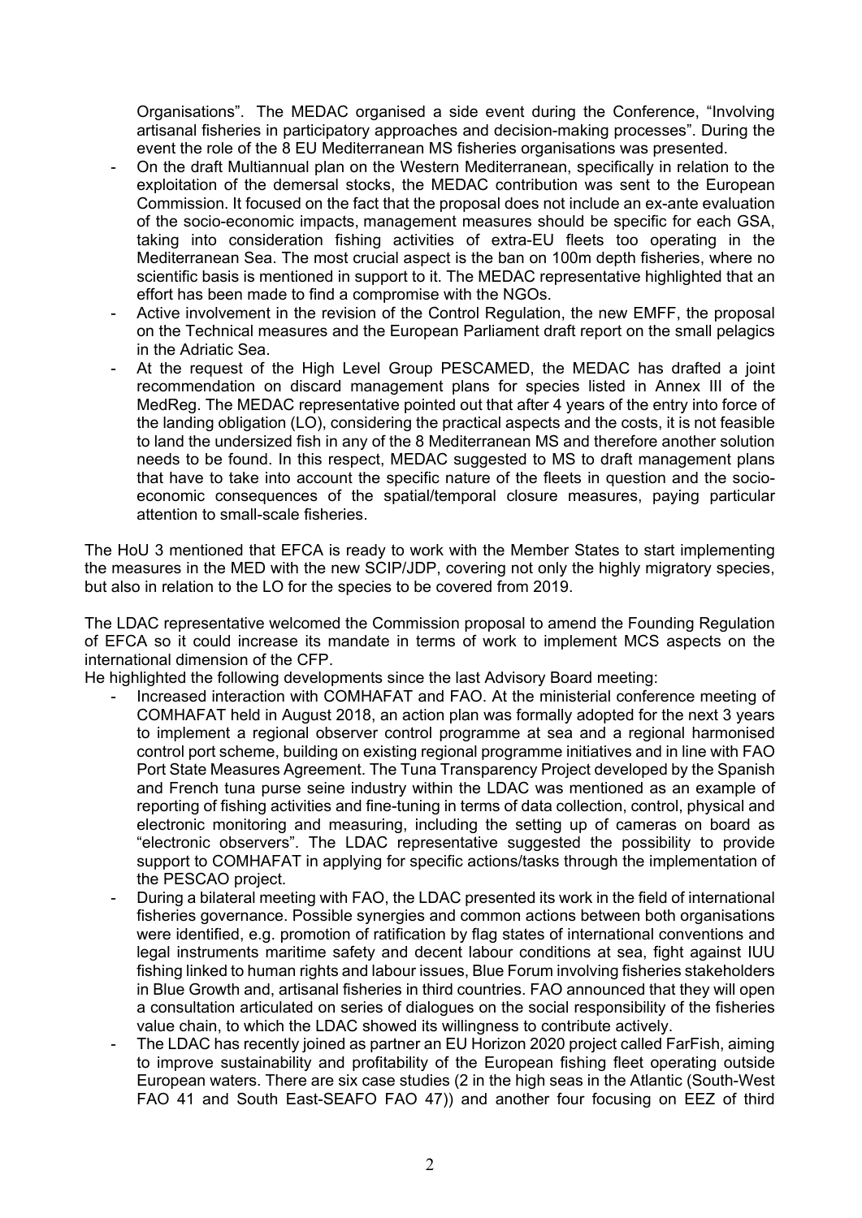Organisations". The MEDAC organised a side event during the Conference, "Involving artisanal fisheries in participatory approaches and decision-making processes". During the event the role of the 8 EU Mediterranean MS fisheries organisations was presented.

- On the draft Multiannual plan on the Western Mediterranean, specifically in relation to the exploitation of the demersal stocks, the MEDAC contribution was sent to the European Commission. It focused on the fact that the proposal does not include an ex-ante evaluation of the socio-economic impacts, management measures should be specific for each GSA, taking into consideration fishing activities of extra-EU fleets too operating in the Mediterranean Sea. The most crucial aspect is the ban on 100m depth fisheries, where no scientific basis is mentioned in support to it. The MEDAC representative highlighted that an effort has been made to find a compromise with the NGOs.
- Active involvement in the revision of the Control Regulation, the new EMFF, the proposal on the Technical measures and the European Parliament draft report on the small pelagics in the Adriatic Sea.
- At the request of the High Level Group PESCAMED, the MEDAC has drafted a joint recommendation on discard management plans for species listed in Annex III of the MedReg. The MEDAC representative pointed out that after 4 years of the entry into force of the landing obligation (LO), considering the practical aspects and the costs, it is not feasible to land the undersized fish in any of the 8 Mediterranean MS and therefore another solution needs to be found. In this respect, MEDAC suggested to MS to draft management plans that have to take into account the specific nature of the fleets in question and the socio-economic consequences of the spatial/temporal closure measures, paying particular attention to small-scale fisheries.

The HoU 3 mentioned that EFCA is ready to work with the Member States to start implementing the measures in the MED with the new SCIP/JDP, covering not only the highly migratory species, but also in relation to the LO for the species to be covered from 2019.

The LDAC representative welcomed the Commission proposal to amend the Founding Regulation of EFCA so it could increase its mandate in terms of work to implement MCS aspects on the international dimension of the CFP.
He highlighted the following developments since the last Advisory Board meeting:

- Increased interaction with COMHAFAT and FAO. At the ministerial conference meeting of COMHAFAT held in August 2018, an action plan was formally adopted for the next 3 years to implement a regional observer control programme at sea and a regional harmonised control port scheme, building on existing regional programme initiatives and in line with FAO Port State Measures Agreement. The Tuna Transparency Project developed by the Spanish and French tuna purse seine industry within the LDAC was mentioned as an example of reporting of fishing activities and fine-tuning in terms of data collection, control, physical and electronic monitoring and measuring, including the setting up of cameras on board as "electronic observers". The LDAC representative suggested the possibility to provide support to COMHAFAT in applying for specific actions/tasks through the implementation of the PESCAO project.
- During a bilateral meeting with FAO, the LDAC presented its work in the field of international fisheries governance. Possible synergies and common actions between both organisations were identified, e.g. promotion of ratification by flag states of international conventions and legal instruments maritime safety and decent labour conditions at sea, fight against IUU fishing linked to human rights and labour issues, Blue Forum involving fisheries stakeholders in Blue Growth and, artisanal fisheries in third countries. FAO announced that they will open a consultation articulated on series of dialogues on the social responsibility of the fisheries value chain, to which the LDAC showed its willingness to contribute actively.
- The LDAC has recently joined as partner an EU Horizon 2020 project called FarFish, aiming to improve sustainability and profitability of the European fishing fleet operating outside European waters. There are six case studies (2 in the high seas in the Atlantic (South-West FAO 41 and South East-SEAFO FAO 47)) and another four focusing on EEZ of third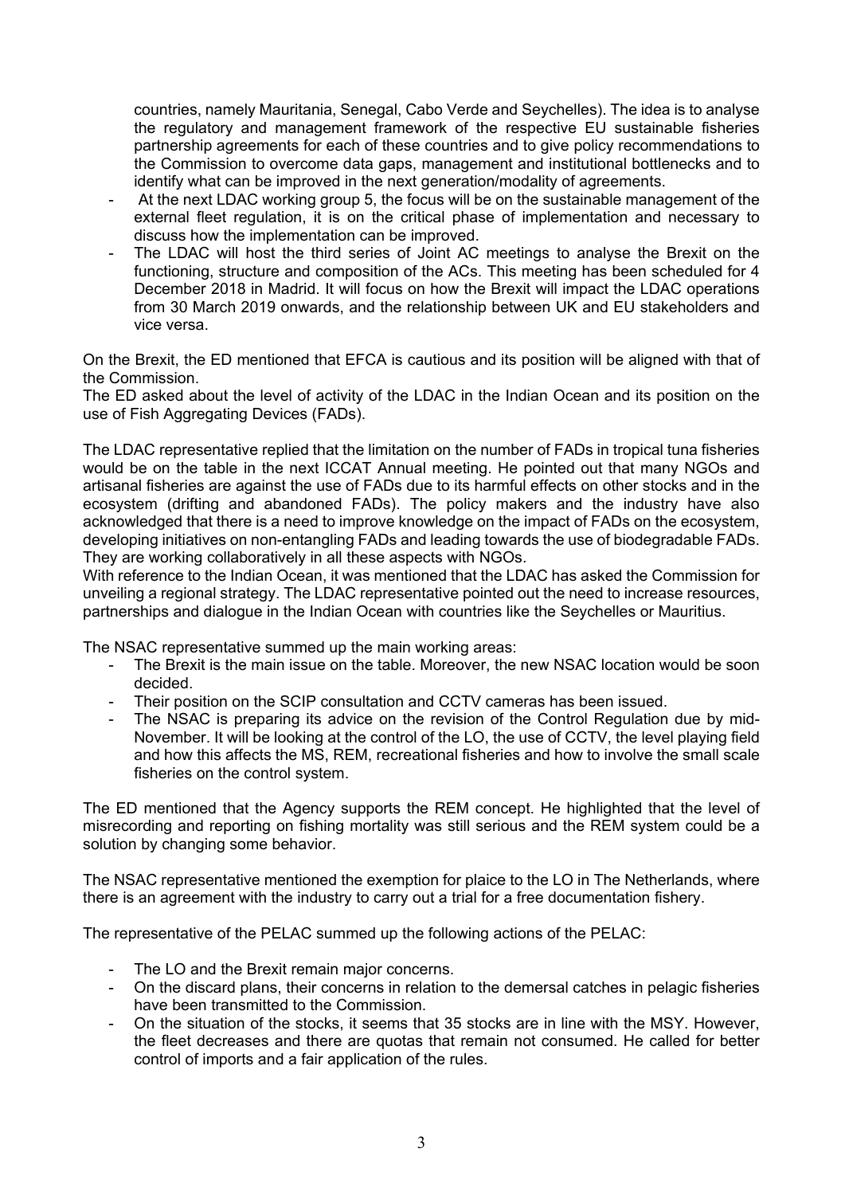countries, namely Mauritania, Senegal, Cabo Verde and Seychelles). The idea is to analyse the regulatory and management framework of the respective EU sustainable fisheries partnership agreements for each of these countries and to give policy recommendations to the Commission to overcome data gaps, management and institutional bottlenecks and to identify what can be improved in the next generation/modality of agreements.

- At the next LDAC working group 5, the focus will be on the sustainable management of the external fleet regulation, it is on the critical phase of implementation and necessary to discuss how the implementation can be improved.
- The LDAC will host the third series of Joint AC meetings to analyse the Brexit on the functioning, structure and composition of the ACs. This meeting has been scheduled for 4 December 2018 in Madrid. It will focus on how the Brexit will impact the LDAC operations from 30 March 2019 onwards, and the relationship between UK and EU stakeholders and vice versa.

On the Brexit, the ED mentioned that EFCA is cautious and its position will be aligned with that of the Commission.
The ED asked about the level of activity of the LDAC in the Indian Ocean and its position on the use of Fish Aggregating Devices (FADs).

The LDAC representative replied that the limitation on the number of FADs in tropical tuna fisheries would be on the table in the next ICCAT Annual meeting. He pointed out that many NGOs and artisanal fisheries are against the use of FADs due to its harmful effects on other stocks and in the ecosystem (drifting and abandoned FADs). The policy makers and the industry have also acknowledged that there is a need to improve knowledge on the impact of FADs on the ecosystem, developing initiatives on non-entangling FADs and leading towards the use of biodegradable FADs. They are working collaboratively in all these aspects with NGOs.
With reference to the Indian Ocean, it was mentioned that the LDAC has asked the Commission for unveiling a regional strategy. The LDAC representative pointed out the need to increase resources, partnerships and dialogue in the Indian Ocean with countries like the Seychelles or Mauritius.

The NSAC representative summed up the main working areas:

- The Brexit is the main issue on the table. Moreover, the new NSAC location would be soon decided.
- Their position on the SCIP consultation and CCTV cameras has been issued.
- The NSAC is preparing its advice on the revision of the Control Regulation due by mid-November. It will be looking at the control of the LO, the use of CCTV, the level playing field and how this affects the MS, REM, recreational fisheries and how to involve the small scale fisheries on the control system.

The ED mentioned that the Agency supports the REM concept. He highlighted that the level of misrecording and reporting on fishing mortality was still serious and the REM system could be a solution by changing some behavior.

The NSAC representative mentioned the exemption for plaice to the LO in The Netherlands, where there is an agreement with the industry to carry out a trial for a free documentation fishery.

The representative of the PELAC summed up the following actions of the PELAC:

- The LO and the Brexit remain major concerns.
- On the discard plans, their concerns in relation to the demersal catches in pelagic fisheries have been transmitted to the Commission.
- On the situation of the stocks, it seems that 35 stocks are in line with the MSY. However, the fleet decreases and there are quotas that remain not consumed. He called for better control of imports and a fair application of the rules.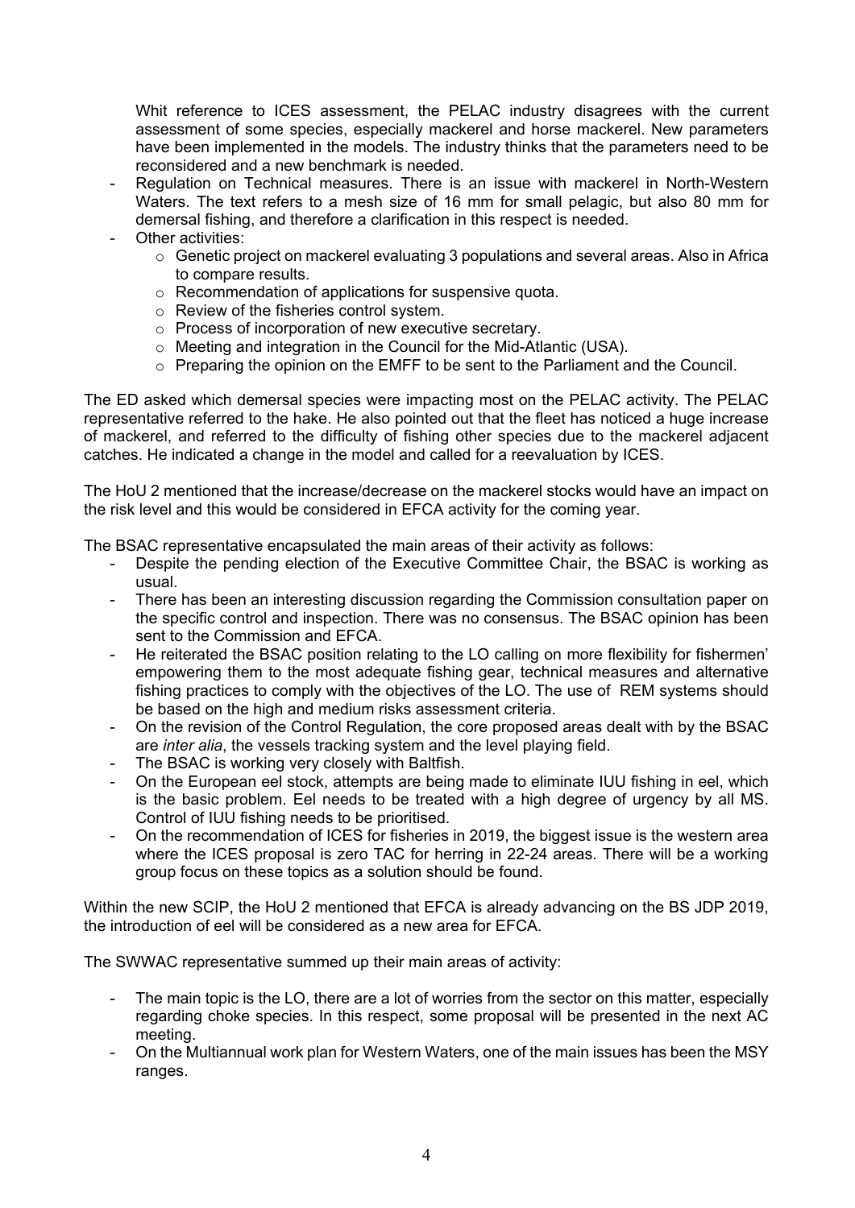Whit reference to ICES assessment, the PELAC industry disagrees with the current assessment of some species, especially mackerel and horse mackerel. New parameters have been implemented in the models. The industry thinks that the parameters need to be reconsidered and a new benchmark is needed.

- Regulation on Technical measures. There is an issue with mackerel in North-Western Waters. The text refers to a mesh size of 16 mm for small pelagic, but also 80 mm for demersal fishing, and therefore a clarification in this respect is needed.
- Other activities:
  - Genetic project on mackerel evaluating 3 populations and several areas. Also in Africa to compare results.
  - Recommendation of applications for suspensive quota.
  - Review of the fisheries control system.
  - Process of incorporation of new executive secretary.
  - Meeting and integration in the Council for the Mid-Atlantic (USA).
  - Preparing the opinion on the EMFF to be sent to the Parliament and the Council.

The ED asked which demersal species were impacting most on the PELAC activity. The PELAC representative referred to the hake. He also pointed out that the fleet has noticed a huge increase of mackerel, and referred to the difficulty of fishing other species due to the mackerel adjacent catches. He indicated a change in the model and called for a reevaluation by ICES.

The HoU 2 mentioned that the increase/decrease on the mackerel stocks would have an impact on the risk level and this would be considered in EFCA activity for the coming year.

The BSAC representative encapsulated the main areas of their activity as follows:

- Despite the pending election of the Executive Committee Chair, the BSAC is working as usual.
- There has been an interesting discussion regarding the Commission consultation paper on the specific control and inspection. There was no consensus. The BSAC opinion has been sent to the Commission and EFCA.
- He reiterated the BSAC position relating to the LO calling on more flexibility for fishermen' empowering them to the most adequate fishing gear, technical measures and alternative fishing practices to comply with the objectives of the LO. The use of REM systems should be based on the high and medium risks assessment criteria.
- On the revision of the Control Regulation, the core proposed areas dealt with by the BSAC are *inter alia*, the vessels tracking system and the level playing field.
- The BSAC is working very closely with Baltfish.
- On the European eel stock, attempts are being made to eliminate IUU fishing in eel, which is the basic problem. Eel needs to be treated with a high degree of urgency by all MS. Control of IUU fishing needs to be prioritised.
- On the recommendation of ICES for fisheries in 2019, the biggest issue is the western area where the ICES proposal is zero TAC for herring in 22-24 areas. There will be a working group focus on these topics as a solution should be found.

Within the new SCIP, the HoU 2 mentioned that EFCA is already advancing on the BS JDP 2019, the introduction of eel will be considered as a new area for EFCA.

The SWWAC representative summed up their main areas of activity:

- The main topic is the LO, there are a lot of worries from the sector on this matter, especially regarding choke species. In this respect, some proposal will be presented in the next AC meeting.
- On the Multiannual work plan for Western Waters, one of the main issues has been the MSY ranges.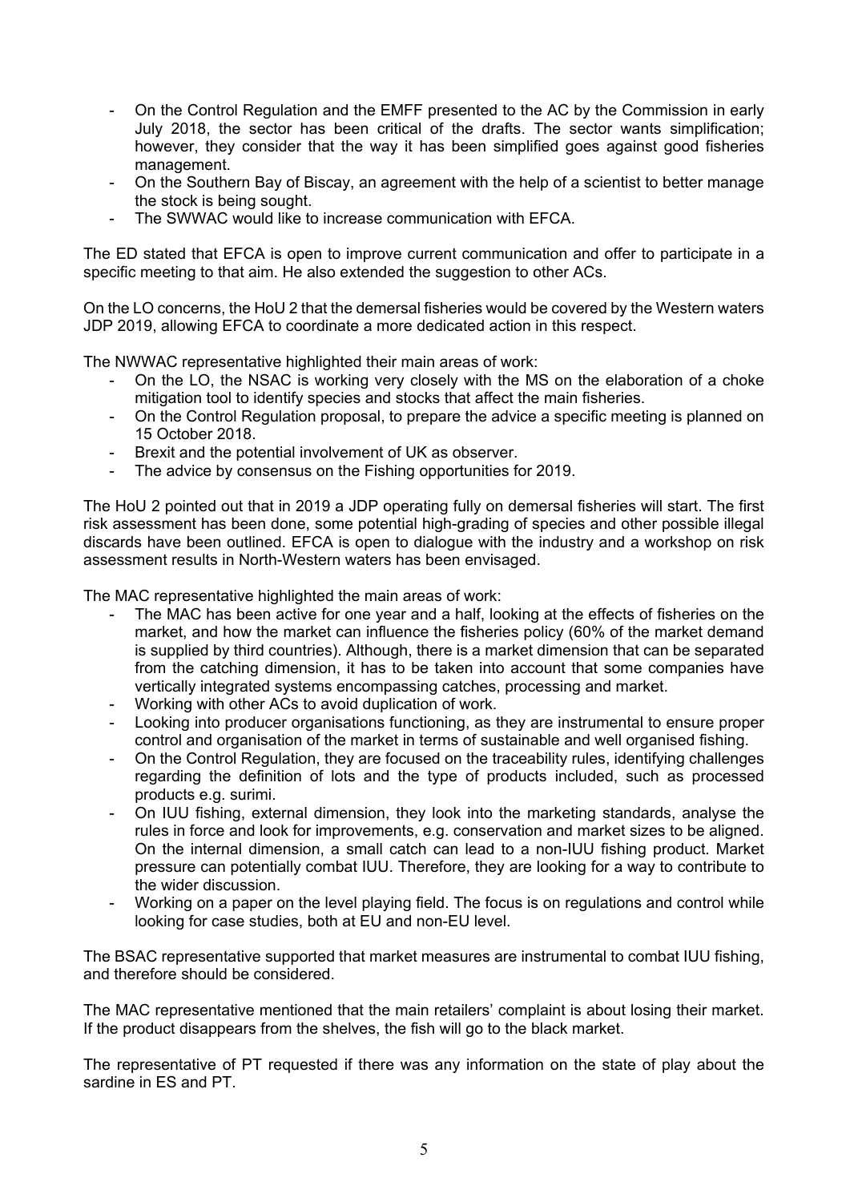- On the Control Regulation and the EMFF presented to the AC by the Commission in early July 2018, the sector has been critical of the drafts. The sector wants simplification; however, they consider that the way it has been simplified goes against good fisheries management.
- On the Southern Bay of Biscay, an agreement with the help of a scientist to better manage the stock is being sought.
- The SWWAC would like to increase communication with EFCA.

The ED stated that EFCA is open to improve current communication and offer to participate in a specific meeting to that aim. He also extended the suggestion to other ACs.

On the LO concerns, the HoU 2 that the demersal fisheries would be covered by the Western waters JDP 2019, allowing EFCA to coordinate a more dedicated action in this respect.

The NWWAC representative highlighted their main areas of work:

- On the LO, the NSAC is working very closely with the MS on the elaboration of a choke mitigation tool to identify species and stocks that affect the main fisheries.
- On the Control Regulation proposal, to prepare the advice a specific meeting is planned on 15 October 2018.
- Brexit and the potential involvement of UK as observer.
- The advice by consensus on the Fishing opportunities for 2019.

The HoU 2 pointed out that in 2019 a JDP operating fully on demersal fisheries will start. The first risk assessment has been done, some potential high-grading of species and other possible illegal discards have been outlined. EFCA is open to dialogue with the industry and a workshop on risk assessment results in North-Western waters has been envisaged.

The MAC representative highlighted the main areas of work:

- The MAC has been active for one year and a half, looking at the effects of fisheries on the market, and how the market can influence the fisheries policy (60% of the market demand is supplied by third countries). Although, there is a market dimension that can be separated from the catching dimension, it has to be taken into account that some companies have vertically integrated systems encompassing catches, processing and market.
- Working with other ACs to avoid duplication of work.
- Looking into producer organisations functioning, as they are instrumental to ensure proper control and organisation of the market in terms of sustainable and well organised fishing.
- On the Control Regulation, they are focused on the traceability rules, identifying challenges regarding the definition of lots and the type of products included, such as processed products e.g. surimi.
- On IUU fishing, external dimension, they look into the marketing standards, analyse the rules in force and look for improvements, e.g. conservation and market sizes to be aligned. On the internal dimension, a small catch can lead to a non-IUU fishing product. Market pressure can potentially combat IUU. Therefore, they are looking for a way to contribute to the wider discussion.
- Working on a paper on the level playing field. The focus is on regulations and control while looking for case studies, both at EU and non-EU level.

The BSAC representative supported that market measures are instrumental to combat IUU fishing, and therefore should be considered.

The MAC representative mentioned that the main retailers' complaint is about losing their market. If the product disappears from the shelves, the fish will go to the black market.

The representative of PT requested if there was any information on the state of play about the sardine in ES and PT.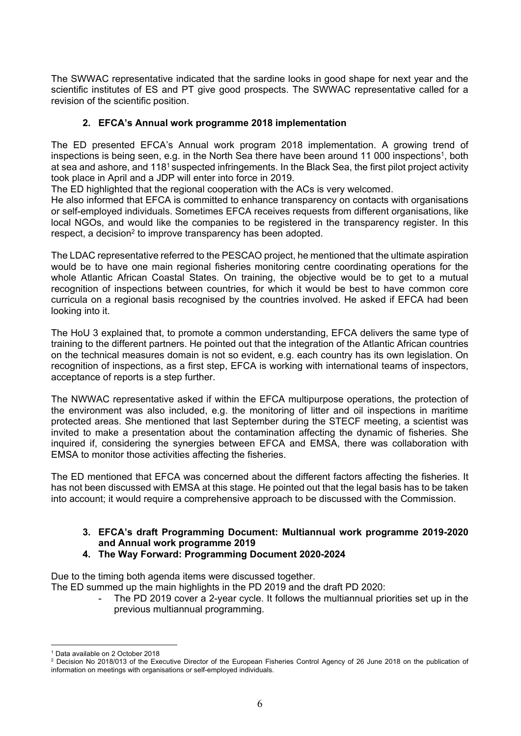The SWWAC representative indicated that the sardine looks in good shape for next year and the scientific institutes of ES and PT give good prospects. The SWWAC representative called for a revision of the scientific position.

## 2. EFCA's Annual work programme 2018 implementation

The ED presented EFCA's Annual work program 2018 implementation. A growing trend of inspections is being seen, e.g. in the North Sea there have been around 11 000 inspections[1], both at sea and ashore, and 118[1] suspected infringements. In the Black Sea, the first pilot project activity took place in April and a JDP will enter into force in 2019.

The ED highlighted that the regional cooperation with the ACs is very welcomed.

He also informed that EFCA is committed to enhance transparency on contacts with organisations or self-employed individuals. Sometimes EFCA receives requests from different organisations, like local NGOs, and would like the companies to be registered in the transparency register. In this respect, a decision[2] to improve transparency has been adopted.

The LDAC representative referred to the PESCAO project, he mentioned that the ultimate aspiration would be to have one main regional fisheries monitoring centre coordinating operations for the whole Atlantic African Coastal States. On training, the objective would be to get to a mutual recognition of inspections between countries, for which it would be best to have common core curricula on a regional basis recognised by the countries involved. He asked if EFCA had been looking into it.

The HoU 3 explained that, to promote a common understanding, EFCA delivers the same type of training to the different partners. He pointed out that the integration of the Atlantic African countries on the technical measures domain is not so evident, e.g. each country has its own legislation. On recognition of inspections, as a first step, EFCA is working with international teams of inspectors, acceptance of reports is a step further.

The NWWAC representative asked if within the EFCA multipurpose operations, the protection of the environment was also included, e.g. the monitoring of litter and oil inspections in maritime protected areas. She mentioned that last September during the STECF meeting, a scientist was invited to make a presentation about the contamination affecting the dynamic of fisheries. She inquired if, considering the synergies between EFCA and EMSA, there was collaboration with EMSA to monitor those activities affecting the fisheries.

The ED mentioned that EFCA was concerned about the different factors affecting the fisheries. It has not been discussed with EMSA at this stage. He pointed out that the legal basis has to be taken into account; it would require a comprehensive approach to be discussed with the Commission.

## 3. EFCA's draft Programming Document: Multiannual work programme 2019-2020 and Annual work programme 2019

## 4. The Way Forward: Programming Document 2020-2024

Due to the timing both agenda items were discussed together.

The ED summed up the main highlights in the PD 2019 and the draft PD 2020:

- The PD 2019 cover a 2-year cycle. It follows the multiannual priorities set up in the previous multiannual programming.

---

[1] Data available on 2 October 2018

[2] Decision No 2018/013 of the Executive Director of the European Fisheries Control Agency of 26 June 2018 on the publication of information on meetings with organisations or self-employed individuals.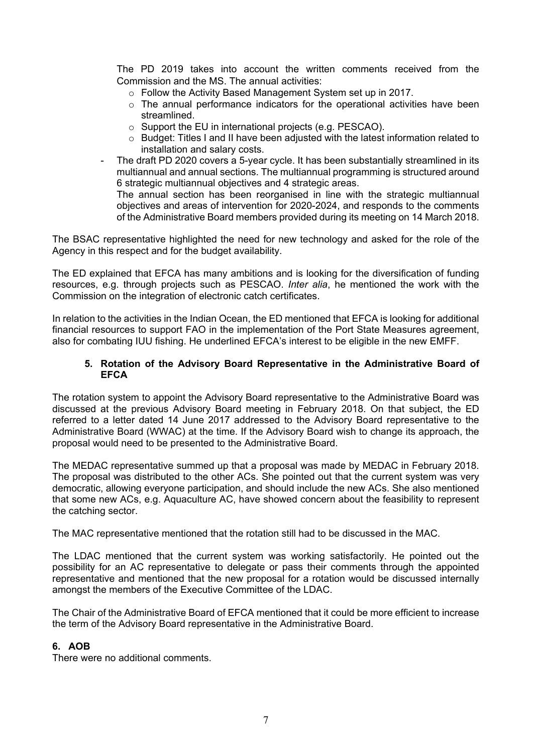The PD 2019 takes into account the written comments received from the Commission and the MS. The annual activities:
    - Follow the Activity Based Management System set up in 2017.
    - The annual performance indicators for the operational activities have been streamlined.
    - Support the EU in international projects (e.g. PESCAO).
    - Budget: Titles I and II have been adjusted with the latest information related to installation and salary costs.
- The draft PD 2020 covers a 5-year cycle. It has been substantially streamlined in its multiannual and annual sections. The multiannual programming is structured around 6 strategic multiannual objectives and 4 strategic areas.

  The annual section has been reorganised in line with the strategic multiannual objectives and areas of intervention for 2020-2024, and responds to the comments of the Administrative Board members provided during its meeting on 14 March 2018.

The BSAC representative highlighted the need for new technology and asked for the role of the Agency in this respect and for the budget availability.

The ED explained that EFCA has many ambitions and is looking for the diversification of funding resources, e.g. through projects such as PESCAO. *Inter alia*, he mentioned the work with the Commission on the integration of electronic catch certificates.

In relation to the activities in the Indian Ocean, the ED mentioned that EFCA is looking for additional financial resources to support FAO in the implementation of the Port State Measures agreement, also for combating IUU fishing. He underlined EFCA's interest to be eligible in the new EMFF.

## 5. Rotation of the Advisory Board Representative in the Administrative Board of EFCA

The rotation system to appoint the Advisory Board representative to the Administrative Board was discussed at the previous Advisory Board meeting in February 2018. On that subject, the ED referred to a letter dated 14 June 2017 addressed to the Advisory Board representative to the Administrative Board (WWAC) at the time. If the Advisory Board wish to change its approach, the proposal would need to be presented to the Administrative Board.

The MEDAC representative summed up that a proposal was made by MEDAC in February 2018. The proposal was distributed to the other ACs. She pointed out that the current system was very democratic, allowing everyone participation, and should include the new ACs. She also mentioned that some new ACs, e.g. Aquaculture AC, have showed concern about the feasibility to represent the catching sector.

The MAC representative mentioned that the rotation still had to be discussed in the MAC.

The LDAC mentioned that the current system was working satisfactorily. He pointed out the possibility for an AC representative to delegate or pass their comments through the appointed representative and mentioned that the new proposal for a rotation would be discussed internally amongst the members of the Executive Committee of the LDAC.

The Chair of the Administrative Board of EFCA mentioned that it could be more efficient to increase the term of the Advisory Board representative in the Administrative Board.

## 6. AOB

There were no additional comments.